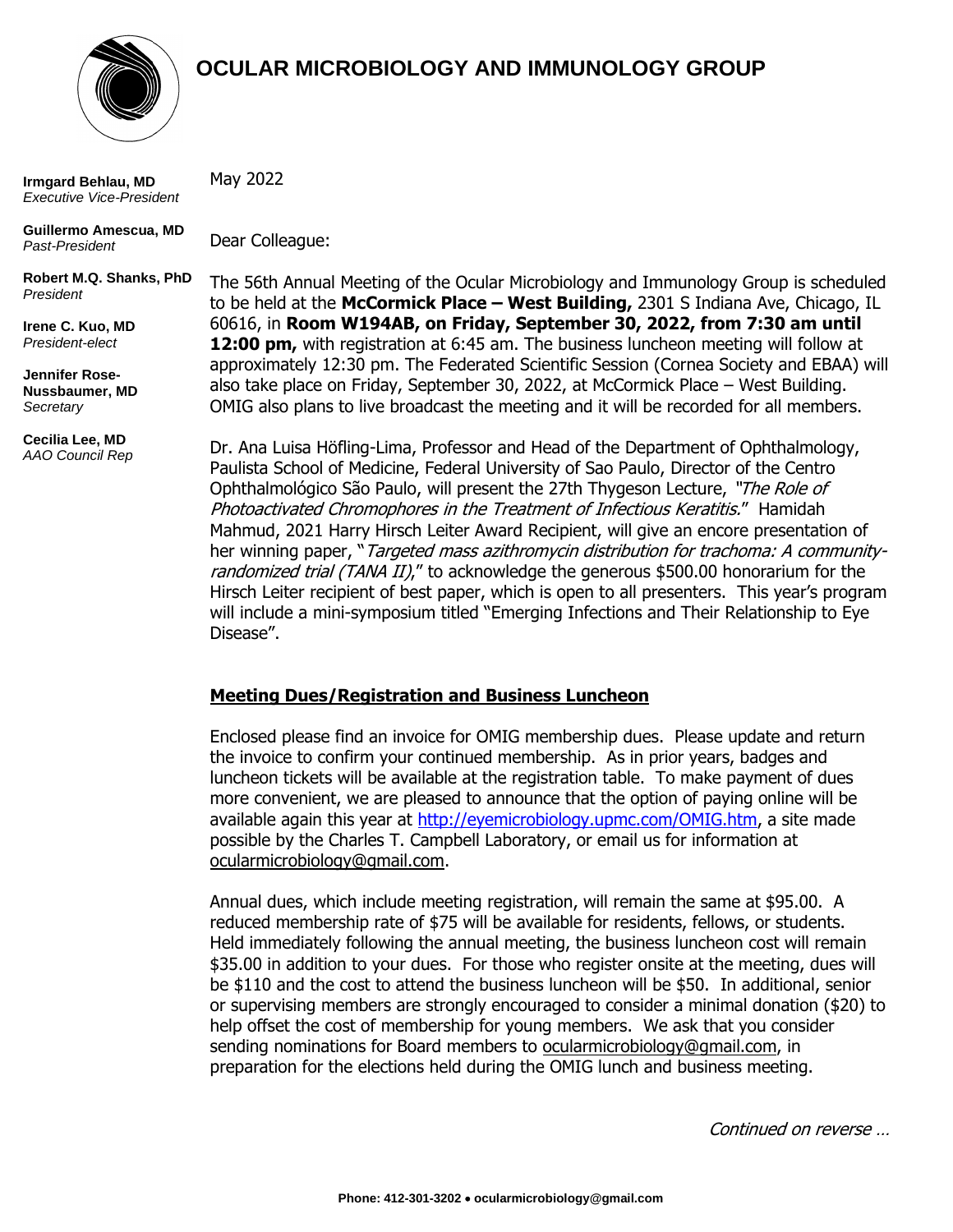# OCULAR MICROBIOLOGY AND IMMUNOLOGY GROUP

**Irmgard Behlau, MD**
*Executive Vice-President*

**Guillermo Amescua, MD**
*Past-President*

**Robert M.Q. Shanks, PhD**
*President*

**Irene C. Kuo, MD**
*President-elect*

**Jennifer Rose-Nussbaumer, MD**
*Secretary*

**Cecilia Lee, MD**
*AAO Council Rep*

May 2022

Dear Colleague:

The 56th Annual Meeting of the Ocular Microbiology and Immunology Group is scheduled to be held at the **McCormick Place – West Building,** 2301 S Indiana Ave, Chicago, IL 60616, in **Room W194AB, on Friday, September 30, 2022, from 7:30 am until 12:00 pm,** with registration at 6:45 am. The business luncheon meeting will follow at approximately 12:30 pm. The Federated Scientific Session (Cornea Society and EBAA) will also take place on Friday, September 30, 2022, at McCormick Place – West Building. OMIG also plans to live broadcast the meeting and it will be recorded for all members.

Dr. Ana Luisa Höfling-Lima, Professor and Head of the Department of Ophthalmology, Paulista School of Medicine, Federal University of Sao Paulo, Director of the Centro Ophthalmológico São Paulo, will present the 27th Thygeson Lecture, *"The Role of Photoactivated Chromophores in the Treatment of Infectious Keratitis."* Hamidah Mahmud, 2021 Harry Hirsch Leiter Award Recipient, will give an encore presentation of her winning paper, "*Targeted mass azithromycin distribution for trachoma: A community-randomized trial (TANA II)*," to acknowledge the generous $500.00 honorarium for the Hirsch Leiter recipient of best paper, which is open to all presenters. This year's program will include a mini-symposium titled "Emerging Infections and Their Relationship to Eye Disease".

## Meeting Dues/Registration and Business Luncheon

Enclosed please find an invoice for OMIG membership dues. Please update and return the invoice to confirm your continued membership. As in prior years, badges and luncheon tickets will be available at the registration table. To make payment of dues more convenient, we are pleased to announce that the option of paying online will be available again this year at http://eyemicrobiology.upmc.com/OMIG.htm, a site made possible by the Charles T. Campbell Laboratory, or email us for information at ocularmicrobiology@gmail.com.

Annual dues, which include meeting registration, will remain the same at $95.00. A reduced membership rate of $75 will be available for residents, fellows, or students. Held immediately following the annual meeting, the business luncheon cost will remain $35.00 in addition to your dues. For those who register onsite at the meeting, dues will be $110 and the cost to attend the business luncheon will be $50. In additional, senior or supervising members are strongly encouraged to consider a minimal donation ($20) to help offset the cost of membership for young members. We ask that you consider sending nominations for Board members to ocularmicrobiology@gmail.com, in preparation for the elections held during the OMIG lunch and business meeting.

*Continued on reverse …*

Phone: 412-301-3202 • ocularmicrobiology@gmail.com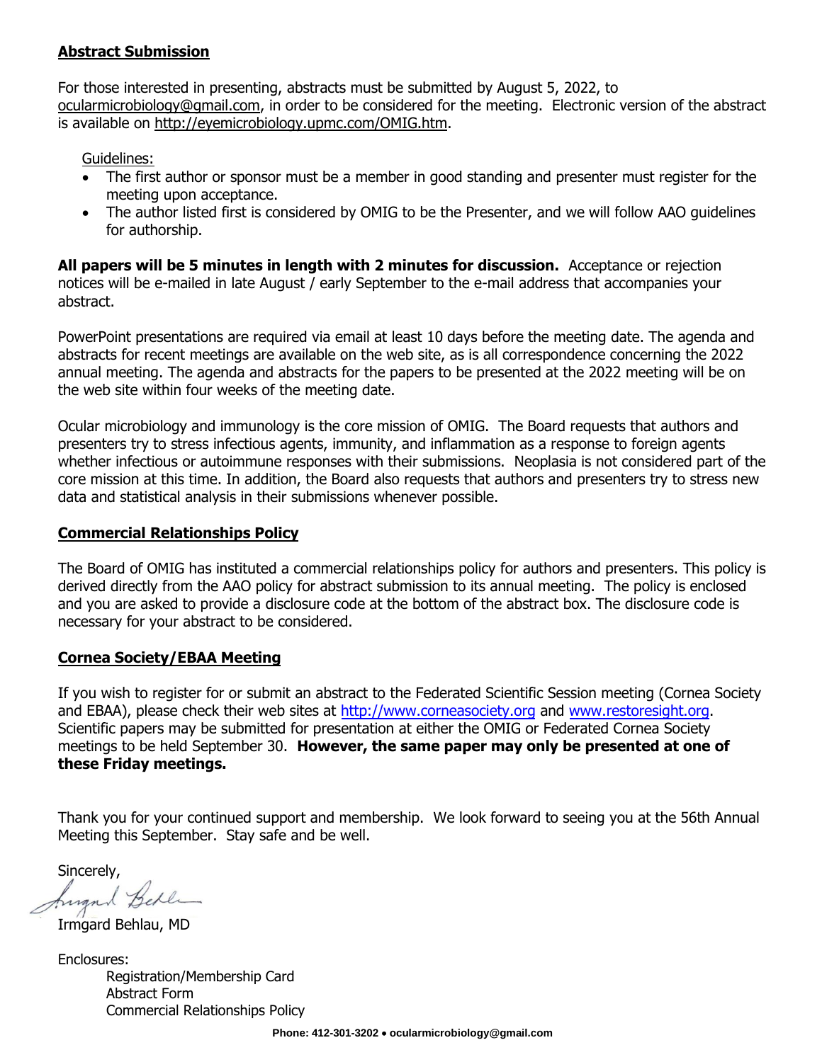## Abstract Submission

For those interested in presenting, abstracts must be submitted by August 5, 2022, to ocularmicrobiology@gmail.com, in order to be considered for the meeting. Electronic version of the abstract is available on http://eyemicrobiology.upmc.com/OMIG.htm.

Guidelines:

- The first author or sponsor must be a member in good standing and presenter must register for the meeting upon acceptance.
- The author listed first is considered by OMIG to be the Presenter, and we will follow AAO guidelines for authorship.

**All papers will be 5 minutes in length with 2 minutes for discussion.** Acceptance or rejection notices will be e-mailed in late August / early September to the e-mail address that accompanies your abstract.

PowerPoint presentations are required via email at least 10 days before the meeting date. The agenda and abstracts for recent meetings are available on the web site, as is all correspondence concerning the 2022 annual meeting. The agenda and abstracts for the papers to be presented at the 2022 meeting will be on the web site within four weeks of the meeting date.

Ocular microbiology and immunology is the core mission of OMIG. The Board requests that authors and presenters try to stress infectious agents, immunity, and inflammation as a response to foreign agents whether infectious or autoimmune responses with their submissions. Neoplasia is not considered part of the core mission at this time. In addition, the Board also requests that authors and presenters try to stress new data and statistical analysis in their submissions whenever possible.

## Commercial Relationships Policy

The Board of OMIG has instituted a commercial relationships policy for authors and presenters. This policy is derived directly from the AAO policy for abstract submission to its annual meeting. The policy is enclosed and you are asked to provide a disclosure code at the bottom of the abstract box. The disclosure code is necessary for your abstract to be considered.

## Cornea Society/EBAA Meeting

If you wish to register for or submit an abstract to the Federated Scientific Session meeting (Cornea Society and EBAA), please check their web sites at http://www.corneasociety.org and www.restoresight.org. Scientific papers may be submitted for presentation at either the OMIG or Federated Cornea Society meetings to be held September 30. **However, the same paper may only be presented at one of these Friday meetings.**

Thank you for your continued support and membership. We look forward to seeing you at the 56th Annual Meeting this September. Stay safe and be well.

Sincerely,

Irmgard Behlau, MD

Enclosures:

Registration/Membership Card
Abstract Form
Commercial Relationships Policy

**Phone: 412-301-3202 • ocularmicrobiology@gmail.com**